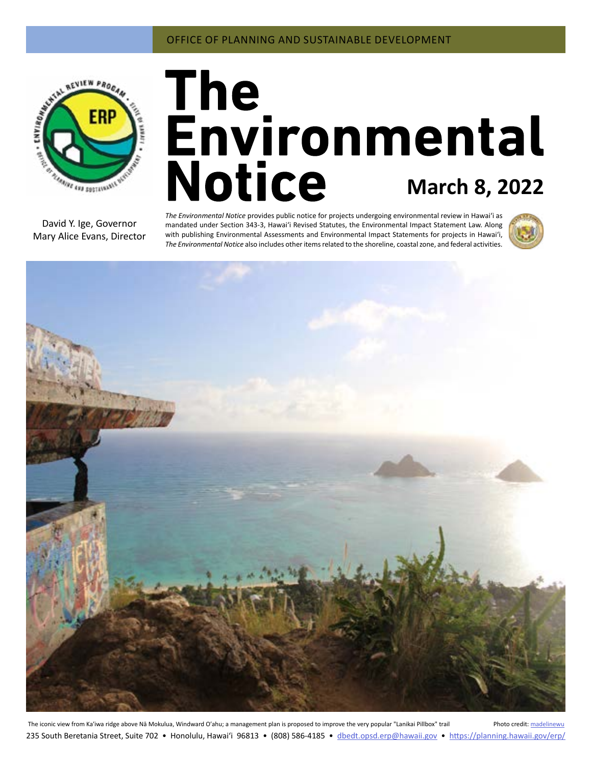OFFICE OF PLANNING AND SUSTAINABLE DEVELOPMENT

# The Environmental Notice

**March 8, 2022**

David Y. Ige, Governor
Mary Alice Evans, Director

*The Environmental Notice* provides public notice for projects undergoing environmental review in Hawai'i as mandated under Section 343-3, Hawai'i Revised Statutes, the Environmental Impact Statement Law. Along with publishing Environmental Assessments and Environmental Impact Statements for projects in Hawai'i, *The Environmental Notice* also includes other items related to the shoreline, coastal zone, and federal activities.

The iconic view from Ka'iwa ridge above Nā Mokulua, Windward O'ahu; a management plan is proposed to improve the very popular "Lanikai Pillbox" trail Photo credit: madelinewu

235 South Beretania Street, Suite 702 • Honolulu, Hawai'i 96813 • (808) 586-4185 • dbedt.opsd.erp@hawaii.gov • https://planning.hawaii.gov/erp/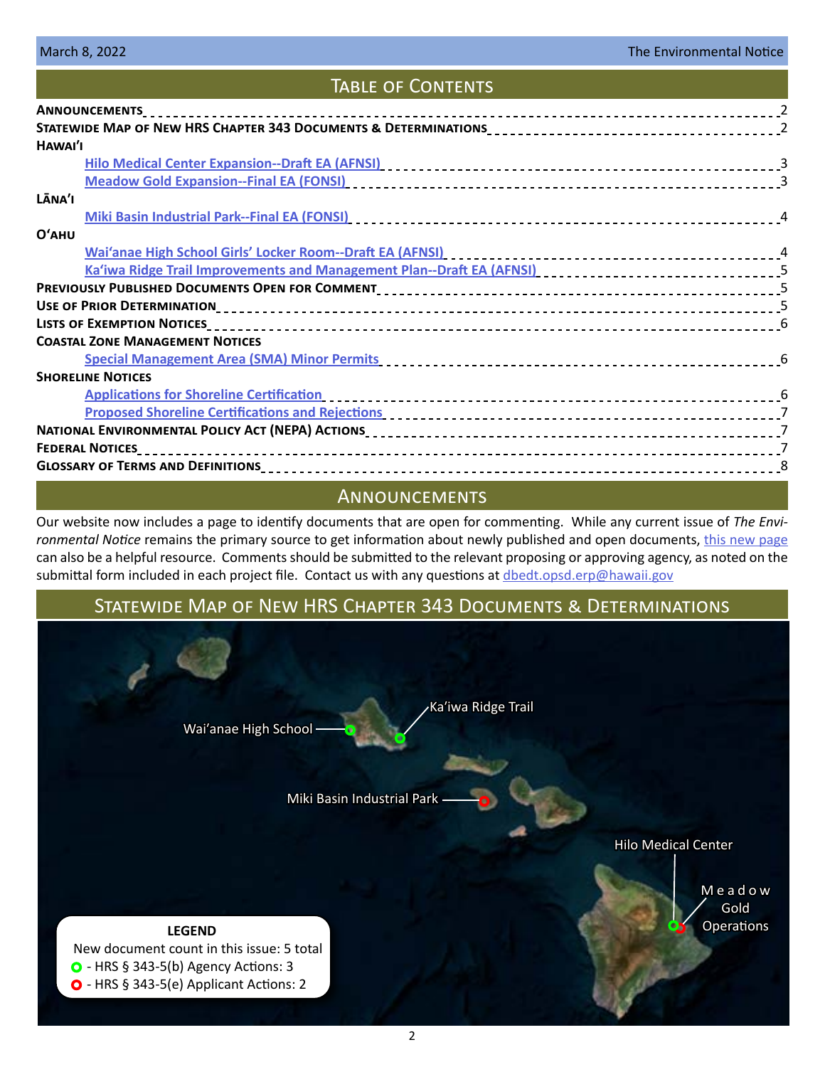## Table of Contents

**Announcements** — 2

**Statewide Map of New HRS Chapter 343 Documents & Determinations** — 2

**Hawaiʻi**

- Hilo Medical Center Expansion--Draft EA (AFNSI) — 3
- Meadow Gold Expansion--Final EA (FONSI) — 3

**Lānaʻi**

- Miki Basin Industrial Park--Final EA (FONSI) — 4

**Oʻahu**

- Waiʻanae High School Girls' Locker Room--Draft EA (AFNSI) — 4
- Kaʻiwa Ridge Trail Improvements and Management Plan--Draft EA (AFNSI) — 5

**Previously Published Documents Open for Comment** — 5

**Use of Prior Determination** — 5

**Lists of Exemption Notices** — 6

**Coastal Zone Management Notices**

- Special Management Area (SMA) Minor Permits — 6

**Shoreline Notices**

- Applications for Shoreline Certification — 6
- Proposed Shoreline Certifications and Rejections — 7

**National Environmental Policy Act (NEPA) Actions** — 7

**Federal Notices** — 7

**Glossary of Terms and Definitions** — 8

## Announcements

Our website now includes a page to identify documents that are open for commenting. While any current issue of *The Environmental Notice* remains the primary source to get information about newly published and open documents, this new page can also be a helpful resource. Comments should be submitted to the relevant proposing or approving agency, as noted on the submittal form included in each project file. Contact us with any questions at dbedt.opsd.erp@hawaii.gov

## Statewide Map of New HRS Chapter 343 Documents & Determinations

Waiʻanae High School

Kaʻiwa Ridge Trail

Miki Basin Industrial Park

Hilo Medical Center

Meadow Gold Operations

**LEGEND**

New document count in this issue: 5 total

- HRS § 343-5(b) Agency Actions: 3
- HRS § 343-5(e) Applicant Actions: 2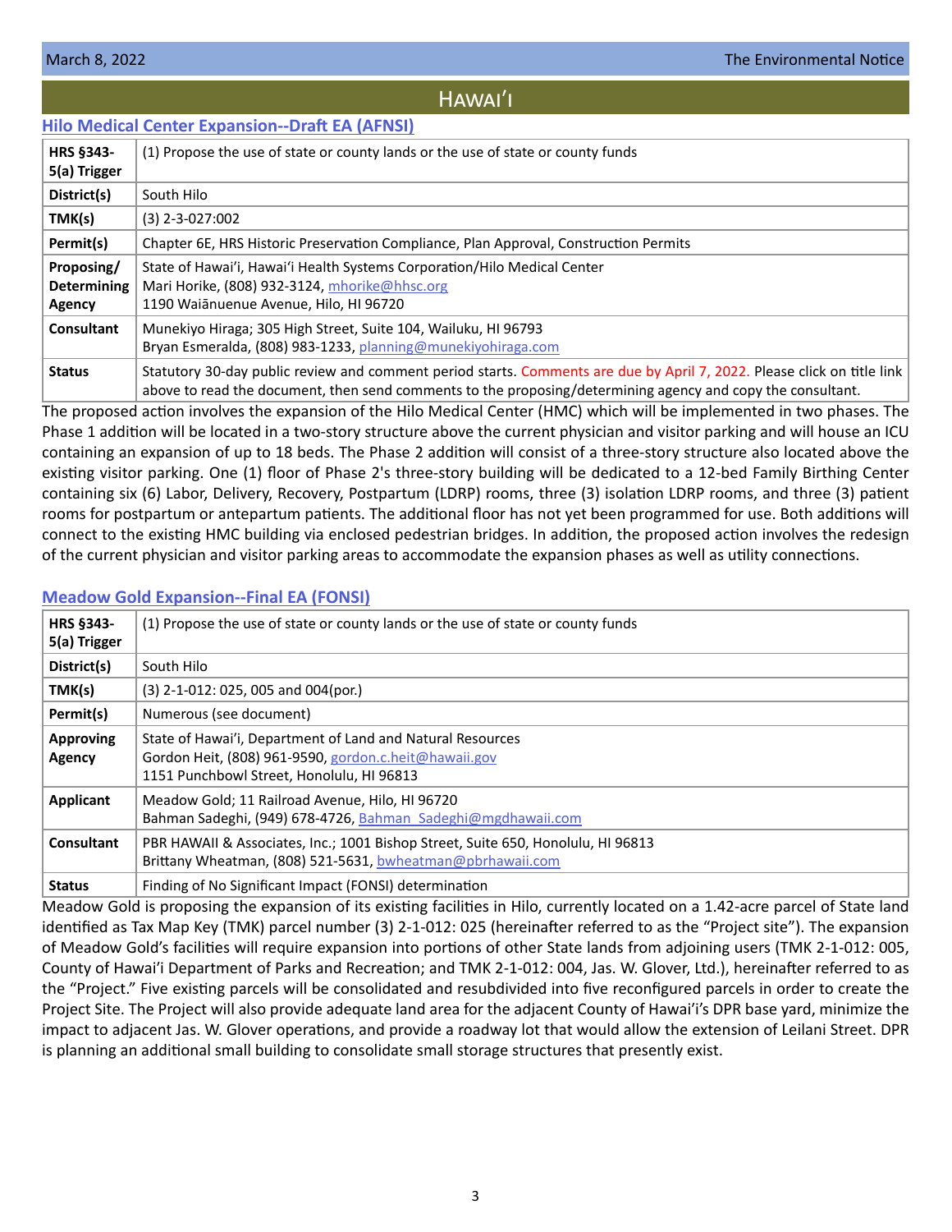# Hawaiʻi

## Hilo Medical Center Expansion--Draft EA (AFNSI)

| | |
|---|---|
| **HRS §343-5(a) Trigger** | (1) Propose the use of state or county lands or the use of state or county funds |
| **District(s)** | South Hilo |
| **TMK(s)** | (3) 2-3-027:002 |
| **Permit(s)** | Chapter 6E, HRS Historic Preservation Compliance, Plan Approval, Construction Permits |
| **Proposing/ Determining Agency** | State of Hawaiʻi, Hawaiʻi Health Systems Corporation/Hilo Medical Center<br>Mari Horike, (808) 932-3124, mhorike@hhsc.org<br>1190 Waiānuenue Avenue, Hilo, HI 96720 |
| **Consultant** | Munekiyo Hiraga; 305 High Street, Suite 104, Wailuku, HI 96793<br>Bryan Esmeralda, (808) 983-1233, planning@munekiyohiraga.com |
| **Status** | Statutory 30-day public review and comment period starts. Comments are due by April 7, 2022. Please click on title link above to read the document, then send comments to the proposing/determining agency and copy the consultant. |

The proposed action involves the expansion of the Hilo Medical Center (HMC) which will be implemented in two phases. The Phase 1 addition will be located in a two-story structure above the current physician and visitor parking and will house an ICU containing an expansion of up to 18 beds. The Phase 2 addition will consist of a three-story structure also located above the existing visitor parking. One (1) floor of Phase 2's three-story building will be dedicated to a 12-bed Family Birthing Center containing six (6) Labor, Delivery, Recovery, Postpartum (LDRP) rooms, three (3) isolation LDRP rooms, and three (3) patient rooms for postpartum or antepartum patients. The additional floor has not yet been programmed for use. Both additions will connect to the existing HMC building via enclosed pedestrian bridges. In addition, the proposed action involves the redesign of the current physician and visitor parking areas to accommodate the expansion phases as well as utility connections.

## Meadow Gold Expansion--Final EA (FONSI)

| | |
|---|---|
| **HRS §343-5(a) Trigger** | (1) Propose the use of state or county lands or the use of state or county funds |
| **District(s)** | South Hilo |
| **TMK(s)** | (3) 2-1-012: 025, 005 and 004(por.) |
| **Permit(s)** | Numerous (see document) |
| **Approving Agency** | State of Hawaiʻi, Department of Land and Natural Resources<br>Gordon Heit, (808) 961-9590, gordon.c.heit@hawaii.gov<br>1151 Punchbowl Street, Honolulu, HI 96813 |
| **Applicant** | Meadow Gold; 11 Railroad Avenue, Hilo, HI 96720<br>Bahman Sadeghi, (949) 678-4726, Bahman_Sadeghi@mgdhawaii.com |
| **Consultant** | PBR HAWAII & Associates, Inc.; 1001 Bishop Street, Suite 650, Honolulu, HI 96813<br>Brittany Wheatman, (808) 521-5631, bwheatman@pbrhawaii.com |
| **Status** | Finding of No Significant Impact (FONSI) determination |

Meadow Gold is proposing the expansion of its existing facilities in Hilo, currently located on a 1.42-acre parcel of State land identified as Tax Map Key (TMK) parcel number (3) 2-1-012: 025 (hereinafter referred to as the "Project site"). The expansion of Meadow Gold's facilities will require expansion into portions of other State lands from adjoining users (TMK 2-1-012: 005, County of Hawaiʻi Department of Parks and Recreation; and TMK 2-1-012: 004, Jas. W. Glover, Ltd.), hereinafter referred to as the "Project." Five existing parcels will be consolidated and resubdivided into five reconfigured parcels in order to create the Project Site. The Project will also provide adequate land area for the adjacent County of Hawaiʻi's DPR base yard, minimize the impact to adjacent Jas. W. Glover operations, and provide a roadway lot that would allow the extension of Leilani Street. DPR is planning an additional small building to consolidate small storage structures that presently exist.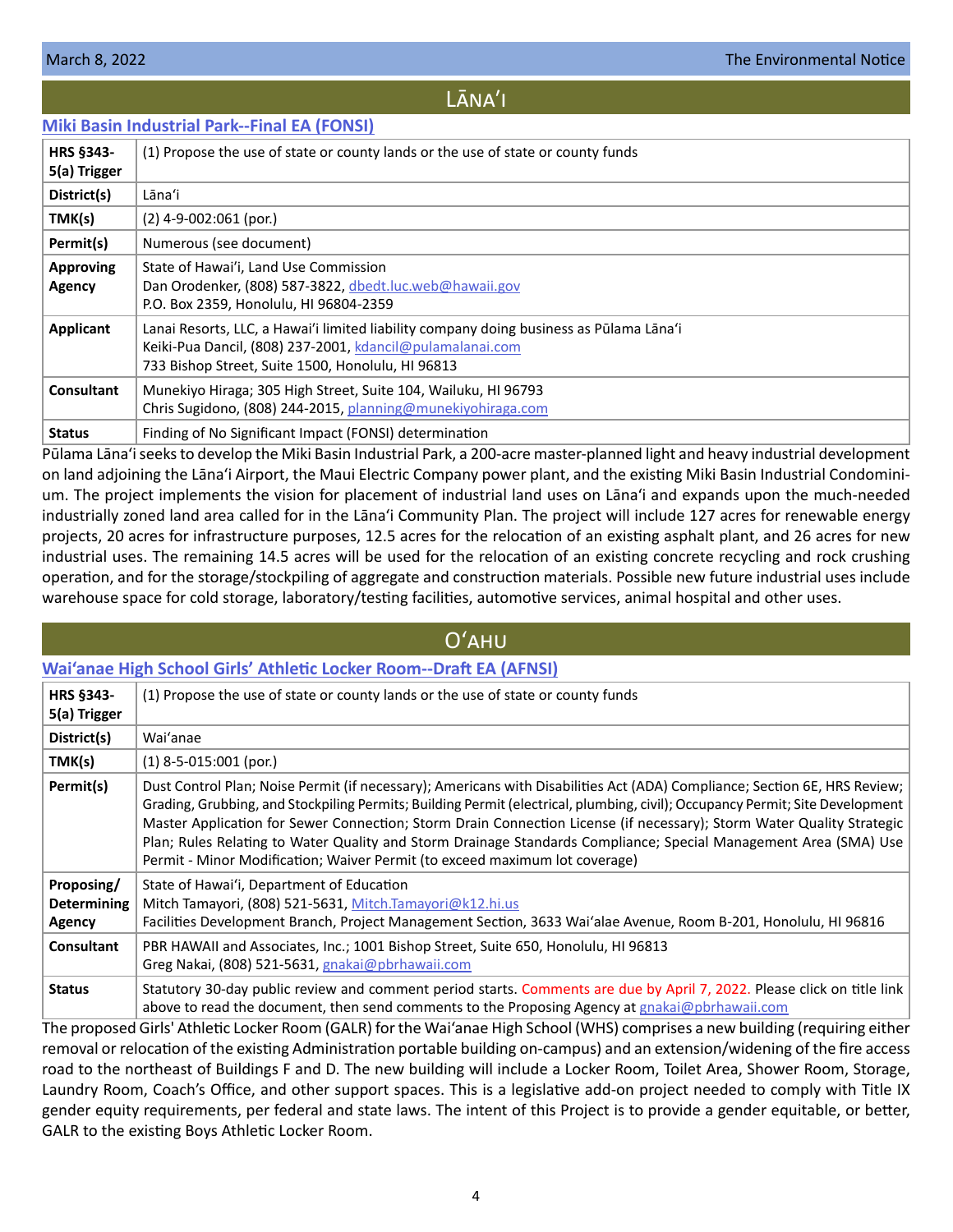# Lānaʻi

## Miki Basin Industrial Park--Final EA (FONSI)

| | |
|---|---|
| **HRS §343-5(a) Trigger** | (1) Propose the use of state or county lands or the use of state or county funds |
| **District(s)** | Lānaʻi |
| **TMK(s)** | (2) 4-9-002:061 (por.) |
| **Permit(s)** | Numerous (see document) |
| **Approving Agency** | State of Hawaiʻi, Land Use Commission<br>Dan Orodenker, (808) 587-3822, dbedt.luc.web@hawaii.gov<br>P.O. Box 2359, Honolulu, HI 96804-2359 |
| **Applicant** | Lanai Resorts, LLC, a Hawaiʻi limited liability company doing business as Pūlama Lānaʻi<br>Keiki-Pua Dancil, (808) 237-2001, kdancil@pulamalanai.com<br>733 Bishop Street, Suite 1500, Honolulu, HI 96813 |
| **Consultant** | Munekiyo Hiraga; 305 High Street, Suite 104, Wailuku, HI 96793<br>Chris Sugidono, (808) 244-2015, planning@munekiyohiraga.com |
| **Status** | Finding of No Significant Impact (FONSI) determination |

Pūlama Lānaʻi seeks to develop the Miki Basin Industrial Park, a 200-acre master-planned light and heavy industrial development on land adjoining the Lānaʻi Airport, the Maui Electric Company power plant, and the existing Miki Basin Industrial Condominium. The project implements the vision for placement of industrial land uses on Lānaʻi and expands upon the much-needed industrially zoned land area called for in the Lānaʻi Community Plan. The project will include 127 acres for renewable energy projects, 20 acres for infrastructure purposes, 12.5 acres for the relocation of an existing asphalt plant, and 26 acres for new industrial uses. The remaining 14.5 acres will be used for the relocation of an existing concrete recycling and rock crushing operation, and for the storage/stockpiling of aggregate and construction materials. Possible new future industrial uses include warehouse space for cold storage, laboratory/testing facilities, automotive services, animal hospital and other uses.

# Oʻahu

## Waiʻanae High School Girls' Athletic Locker Room--Draft EA (AFNSI)

| | |
|---|---|
| **HRS §343-5(a) Trigger** | (1) Propose the use of state or county lands or the use of state or county funds |
| **District(s)** | Waiʻanae |
| **TMK(s)** | (1) 8-5-015:001 (por.) |
| **Permit(s)** | Dust Control Plan; Noise Permit (if necessary); Americans with Disabilities Act (ADA) Compliance; Section 6E, HRS Review; Grading, Grubbing, and Stockpiling Permits; Building Permit (electrical, plumbing, civil); Occupancy Permit; Site Development Master Application for Sewer Connection; Storm Drain Connection License (if necessary); Storm Water Quality Strategic Plan; Rules Relating to Water Quality and Storm Drainage Standards Compliance; Special Management Area (SMA) Use Permit - Minor Modification; Waiver Permit (to exceed maximum lot coverage) |
| **Proposing/ Determining Agency** | State of Hawaiʻi, Department of Education<br>Mitch Tamayori, (808) 521-5631, Mitch.Tamayori@k12.hi.us<br>Facilities Development Branch, Project Management Section, 3633 Waiʻalae Avenue, Room B-201, Honolulu, HI 96816 |
| **Consultant** | PBR HAWAII and Associates, Inc.; 1001 Bishop Street, Suite 650, Honolulu, HI 96813<br>Greg Nakai, (808) 521-5631, gnakai@pbrhawaii.com |
| **Status** | Statutory 30-day public review and comment period starts. Comments are due by April 7, 2022. Please click on title link above to read the document, then send comments to the Proposing Agency at gnakai@pbrhawaii.com |

The proposed Girls' Athletic Locker Room (GALR) for the Waiʻanae High School (WHS) comprises a new building (requiring either removal or relocation of the existing Administration portable building on-campus) and an extension/widening of the fire access road to the northeast of Buildings F and D. The new building will include a Locker Room, Toilet Area, Shower Room, Storage, Laundry Room, Coach's Office, and other support spaces. This is a legislative add-on project needed to comply with Title IX gender equity requirements, per federal and state laws. The intent of this Project is to provide a gender equitable, or better, GALR to the existing Boys Athletic Locker Room.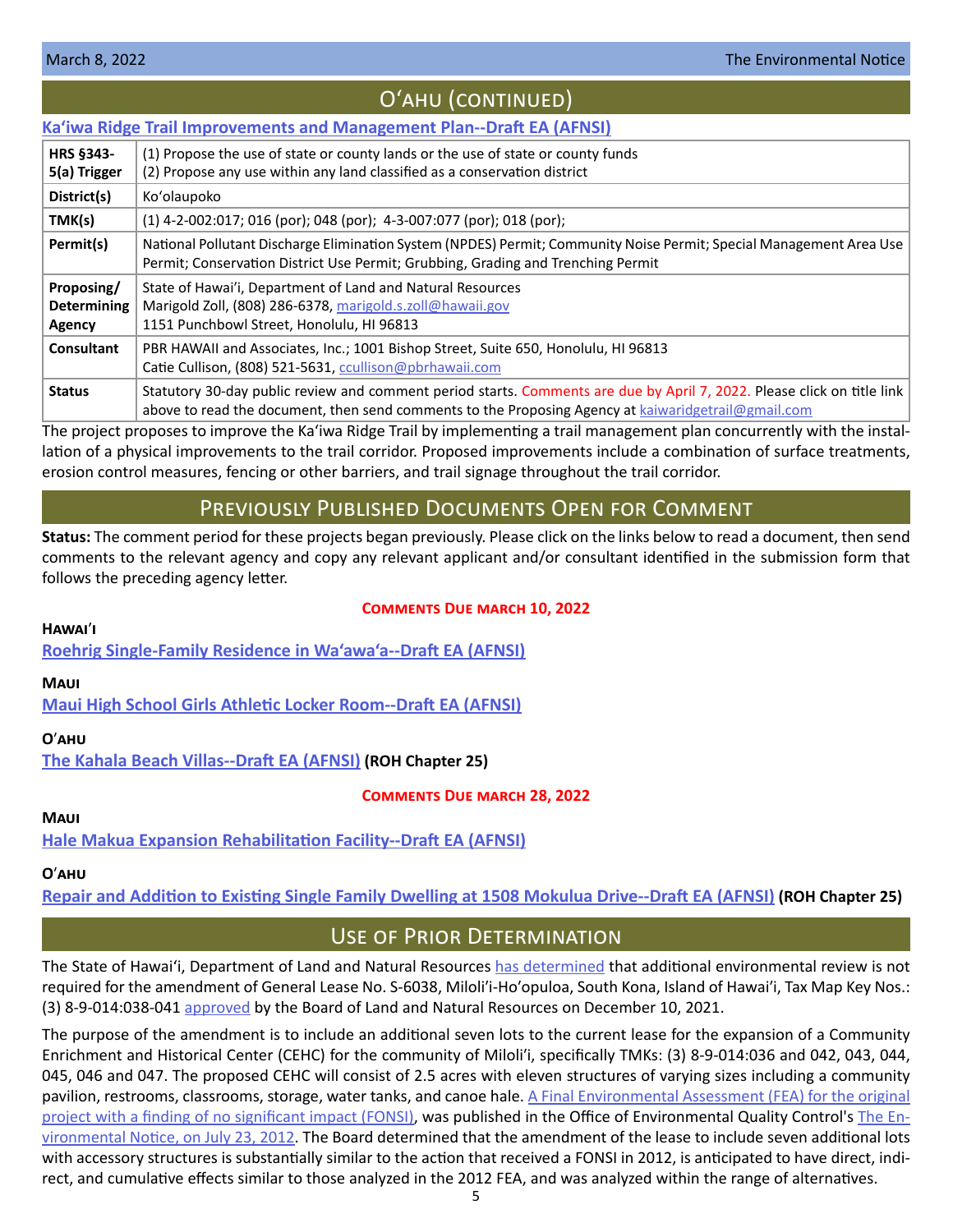## Oʻahu (continued)

### Kaʻiwa Ridge Trail Improvements and Management Plan--Draft EA (AFNSI)

| | |
|---|---|
| **HRS §343-5(a) Trigger** | (1) Propose the use of state or county lands or the use of state or county funds<br>(2) Propose any use within any land classified as a conservation district |
| **District(s)** | Koʻolaupoko |
| **TMK(s)** | (1) 4-2-002:017; 016 (por); 048 (por); 4-3-007:077 (por); 018 (por); |
| **Permit(s)** | National Pollutant Discharge Elimination System (NPDES) Permit; Community Noise Permit; Special Management Area Use Permit; Conservation District Use Permit; Grubbing, Grading and Trenching Permit |
| **Proposing/ Determining Agency** | State of Hawaiʻi, Department of Land and Natural Resources<br>Marigold Zoll, (808) 286-6378, marigold.s.zoll@hawaii.gov<br>1151 Punchbowl Street, Honolulu, HI 96813 |
| **Consultant** | PBR HAWAII and Associates, Inc.; 1001 Bishop Street, Suite 650, Honolulu, HI 96813<br>Catie Cullison, (808) 521-5631, ccullison@pbrhawaii.com |
| **Status** | Statutory 30-day public review and comment period starts. Comments are due by April 7, 2022. Please click on title link above to read the document, then send comments to the Proposing Agency at kaiwaridgetrail@gmail.com |

The project proposes to improve the Kaʻiwa Ridge Trail by implementing a trail management plan concurrently with the installation of a physical improvements to the trail corridor. Proposed improvements include a combination of surface treatments, erosion control measures, fencing or other barriers, and trail signage throughout the trail corridor.

## Previously Published Documents Open for Comment

**Status:** The comment period for these projects began previously. Please click on the links below to read a document, then send comments to the relevant agency and copy any relevant applicant and/or consultant identified in the submission form that follows the preceding agency letter.

**Comments Due March 10, 2022**

**Hawaiʻi**

Roehrig Single-Family Residence in Waʻawaʻa--Draft EA (AFNSI)

**Maui**

Maui High School Girls Athletic Locker Room--Draft EA (AFNSI)

**Oʻahu**

The Kahala Beach Villas--Draft EA (AFNSI) **(ROH Chapter 25)**

**Comments Due March 28, 2022**

**Maui**

Hale Makua Expansion Rehabilitation Facility--Draft EA (AFNSI)

**Oʻahu**

Repair and Addition to Existing Single Family Dwelling at 1508 Mokulua Drive--Draft EA (AFNSI) **(ROH Chapter 25)**

## Use of Prior Determination

The State of Hawaiʻi, Department of Land and Natural Resources has determined that additional environmental review is not required for the amendment of General Lease No. S-6038, Miloliʻi-Hoʻopuloa, South Kona, Island of Hawaiʻi, Tax Map Key Nos.: (3) 8-9-014:038-041 approved by the Board of Land and Natural Resources on December 10, 2021.

The purpose of the amendment is to include an additional seven lots to the current lease for the expansion of a Community Enrichment and Historical Center (CEHC) for the community of Miloliʻi, specifically TMKs: (3) 8-9-014:036 and 042, 043, 044, 045, 046 and 047. The proposed CEHC will consist of 2.5 acres with eleven structures of varying sizes including a community pavilion, restrooms, classrooms, storage, water tanks, and canoe hale. A Final Environmental Assessment (FEA) for the original project with a finding of no significant impact (FONSI), was published in the Office of Environmental Quality Control's The Environmental Notice, on July 23, 2012. The Board determined that the amendment of the lease to include seven additional lots with accessory structures is substantially similar to the action that received a FONSI in 2012, is anticipated to have direct, indirect, and cumulative effects similar to those analyzed in the 2012 FEA, and was analyzed within the range of alternatives.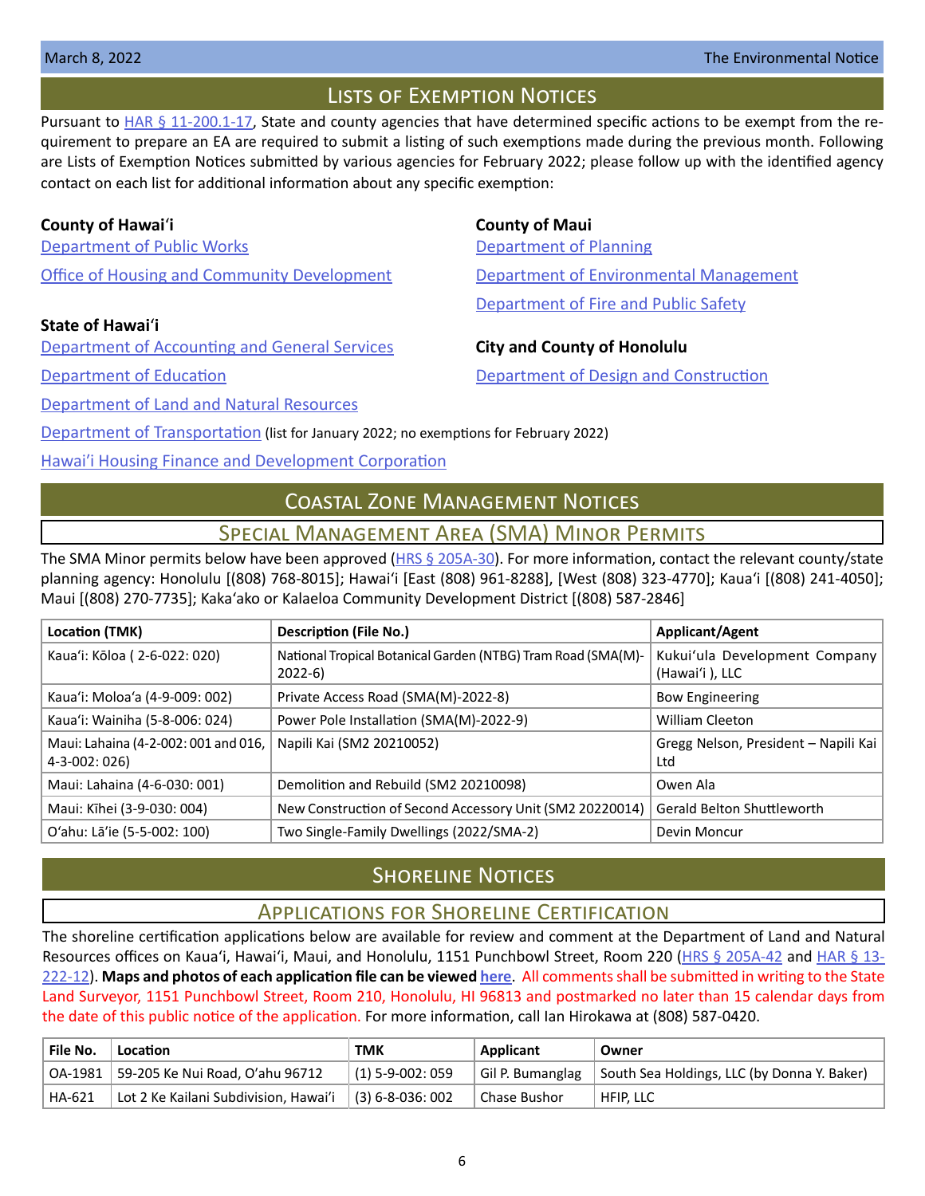## Lists of Exemption Notices

Pursuant to HAR § 11-200.1-17, State and county agencies that have determined specific actions to be exempt from the requirement to prepare an EA are required to submit a listing of such exemptions made during the previous month. Following are Lists of Exemption Notices submitted by various agencies for February 2022; please follow up with the identified agency contact on each list for additional information about any specific exemption:

**County of Hawaiʻi**

Department of Public Works

Office of Housing and Community Development

**State of Hawaiʻi**

Department of Accounting and General Services

Department of Education

Department of Land and Natural Resources

Department of Transportation (list for January 2022; no exemptions for February 2022)

Hawaiʻi Housing Finance and Development Corporation

**County of Maui**

Department of Planning

Department of Environmental Management

Department of Fire and Public Safety

**City and County of Honolulu**

Department of Design and Construction

## Coastal Zone Management Notices

### Special Management Area (SMA) Minor Permits

The SMA Minor permits below have been approved (HRS § 205A-30). For more information, contact the relevant county/state planning agency: Honolulu [(808) 768-8015]; Hawaiʻi [East (808) 961-8288], [West (808) 323-4770]; Kauaʻi [(808) 241-4050]; Maui [(808) 270-7735]; Kakaʻako or Kalaeloa Community Development District [(808) 587-2846]

| Location (TMK) | Description (File No.) | Applicant/Agent |
|---|---|---|
| Kauaʻi: Kōloa ( 2-6-022: 020) | National Tropical Botanical Garden (NTBG) Tram Road (SMA(M)-2022-6) | Kukuiʻula Development Company (Hawaiʻi ), LLC |
| Kauaʻi: Moloaʻa (4-9-009: 002) | Private Access Road (SMA(M)-2022-8) | Bow Engineering |
| Kauaʻi: Wainiha (5-8-006: 024) | Power Pole Installation (SMA(M)-2022-9) | William Cleeton |
| Maui: Lahaina (4-2-002: 001 and 016, 4-3-002: 026) | Napili Kai (SM2 20210052) | Gregg Nelson, President – Napili Kai Ltd |
| Maui: Lahaina (4-6-030: 001) | Demolition and Rebuild (SM2 20210098) | Owen Ala |
| Maui: Kīhei (3-9-030: 004) | New Construction of Second Accessory Unit (SM2 20220014) | Gerald Belton Shuttleworth |
| Oʻahu: Lāʻie (5-5-002: 100) | Two Single-Family Dwellings (2022/SMA-2) | Devin Moncur |

## Shoreline Notices

### Applications for Shoreline Certification

The shoreline certification applications below are available for review and comment at the Department of Land and Natural Resources offices on Kauaʻi, Hawaiʻi, Maui, and Honolulu, 1151 Punchbowl Street, Room 220 (HRS § 205A-42 and HAR § 13-222-12). **Maps and photos of each application file can be viewed here.** All comments shall be submitted in writing to the State Land Surveyor, 1151 Punchbowl Street, Room 210, Honolulu, HI 96813 and postmarked no later than 15 calendar days from the date of this public notice of the application. For more information, call Ian Hirokawa at (808) 587-0420.

| File No. | Location | TMK | Applicant | Owner |
|---|---|---|---|---|
| OA-1981 | 59-205 Ke Nui Road, Oʻahu 96712 | (1) 5-9-002: 059 | Gil P. Bumanglag | South Sea Holdings, LLC (by Donna Y. Baker) |
| HA-621 | Lot 2 Ke Kailani Subdivision, Hawaiʻi | (3) 6-8-036: 002 | Chase Bushor | HFIP, LLC |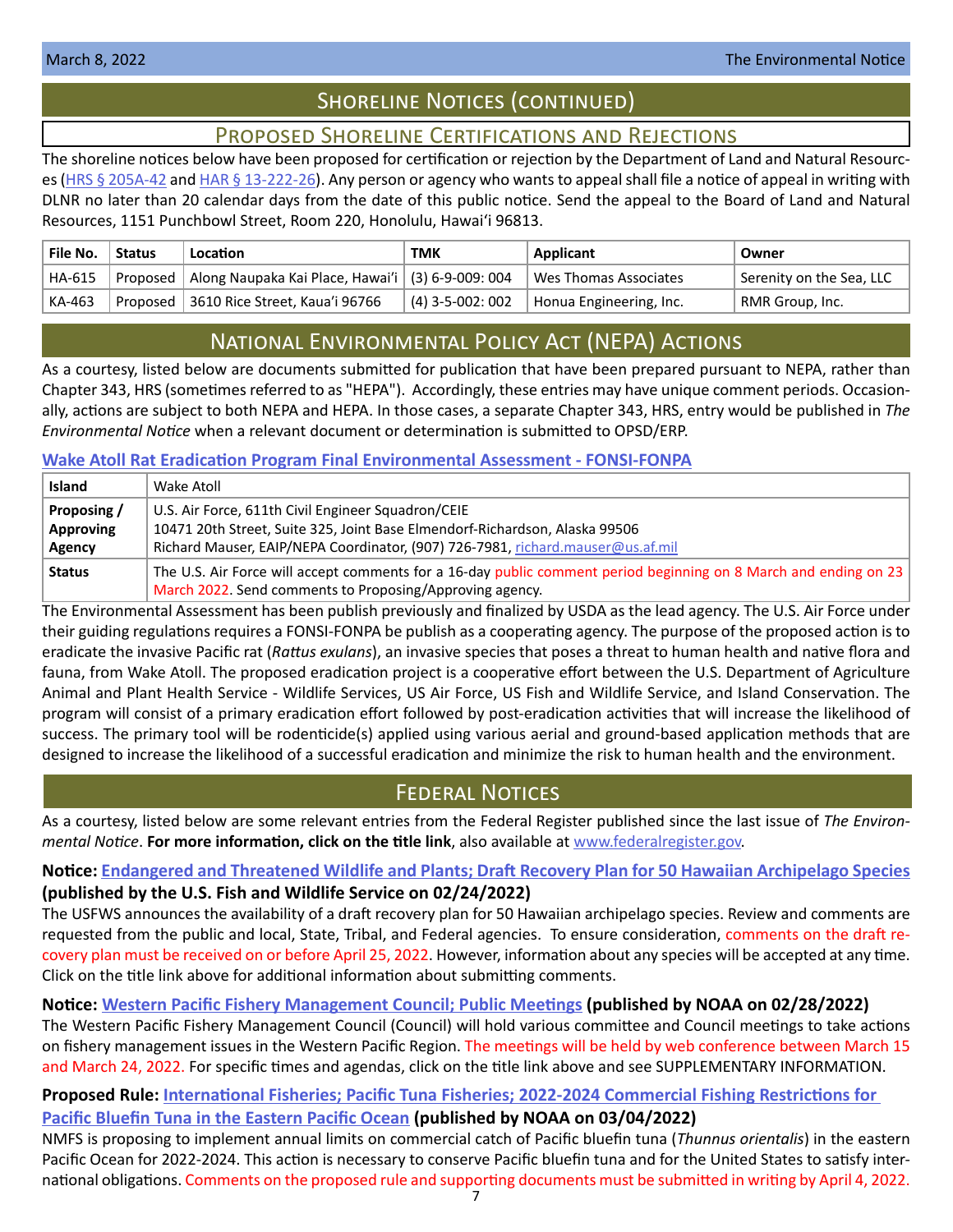# Shoreline Notices (continued)

## Proposed Shoreline Certifications and Rejections

The shoreline notices below have been proposed for certification or rejection by the Department of Land and Natural Resources (HRS § 205A-42 and HAR § 13-222-26). Any person or agency who wants to appeal shall file a notice of appeal in writing with DLNR no later than 20 calendar days from the date of this public notice. Send the appeal to the Board of Land and Natural Resources, 1151 Punchbowl Street, Room 220, Honolulu, Hawai'i 96813.

| File No. | Status | Location | TMK | Applicant | Owner |
|---|---|---|---|---|---|
| HA-615 | Proposed | Along Naupaka Kai Place, Hawai'i | (3) 6-9-009: 004 | Wes Thomas Associates | Serenity on the Sea, LLC |
| KA-463 | Proposed | 3610 Rice Street, Kaua'i 96766 | (4) 3-5-002: 002 | Honua Engineering, Inc. | RMR Group, Inc. |

# National Environmental Policy Act (NEPA) Actions

As a courtesy, listed below are documents submitted for publication that have been prepared pursuant to NEPA, rather than Chapter 343, HRS (sometimes referred to as "HEPA"). Accordingly, these entries may have unique comment periods. Occasionally, actions are subject to both NEPA and HEPA. In those cases, a separate Chapter 343, HRS, entry would be published in *The Environmental Notice* when a relevant document or determination is submitted to OPSD/ERP.

### Wake Atoll Rat Eradication Program Final Environmental Assessment - FONSI-FONPA

| Island | Wake Atoll |
|---|---|
| Proposing / Approving Agency | U.S. Air Force, 611th Civil Engineer Squadron/CEIE<br>10471 20th Street, Suite 325, Joint Base Elmendorf-Richardson, Alaska 99506<br>Richard Mauser, EAIP/NEPA Coordinator, (907) 726-7981, richard.mauser@us.af.mil |
| Status | The U.S. Air Force will accept comments for a 16-day public comment period beginning on 8 March and ending on 23 March 2022. Send comments to Proposing/Approving agency. |

The Environmental Assessment has been publish previously and finalized by USDA as the lead agency. The U.S. Air Force under their guiding regulations requires a FONSI-FONPA be publish as a cooperating agency. The purpose of the proposed action is to eradicate the invasive Pacific rat (*Rattus exulans*), an invasive species that poses a threat to human health and native flora and fauna, from Wake Atoll. The proposed eradication project is a cooperative effort between the U.S. Department of Agriculture Animal and Plant Health Service - Wildlife Services, US Air Force, US Fish and Wildlife Service, and Island Conservation. The program will consist of a primary eradication effort followed by post-eradication activities that will increase the likelihood of success. The primary tool will be rodenticide(s) applied using various aerial and ground-based application methods that are designed to increase the likelihood of a successful eradication and minimize the risk to human health and the environment.

# Federal Notices

As a courtesy, listed below are some relevant entries from the Federal Register published since the last issue of *The Environmental Notice*. **For more information, click on the title link**, also available at www.federalregister.gov.

**Notice: Endangered and Threatened Wildlife and Plants; Draft Recovery Plan for 50 Hawaiian Archipelago Species (published by the U.S. Fish and Wildlife Service on 02/24/2022)**

The USFWS announces the availability of a draft recovery plan for 50 Hawaiian archipelago species. Review and comments are requested from the public and local, State, Tribal, and Federal agencies. To ensure consideration, comments on the draft recovery plan must be received on or before April 25, 2022. However, information about any species will be accepted at any time. Click on the title link above for additional information about submitting comments.

**Notice: Western Pacific Fishery Management Council; Public Meetings (published by NOAA on 02/28/2022)**

The Western Pacific Fishery Management Council (Council) will hold various committee and Council meetings to take actions on fishery management issues in the Western Pacific Region. The meetings will be held by web conference between March 15 and March 24, 2022. For specific times and agendas, click on the title link above and see SUPPLEMENTARY INFORMATION.

**Proposed Rule: International Fisheries; Pacific Tuna Fisheries; 2022-2024 Commercial Fishing Restrictions for Pacific Bluefin Tuna in the Eastern Pacific Ocean (published by NOAA on 03/04/2022)**

NMFS is proposing to implement annual limits on commercial catch of Pacific bluefin tuna (*Thunnus orientalis*) in the eastern Pacific Ocean for 2022-2024. This action is necessary to conserve Pacific bluefin tuna and for the United States to satisfy international obligations. Comments on the proposed rule and supporting documents must be submitted in writing by April 4, 2022.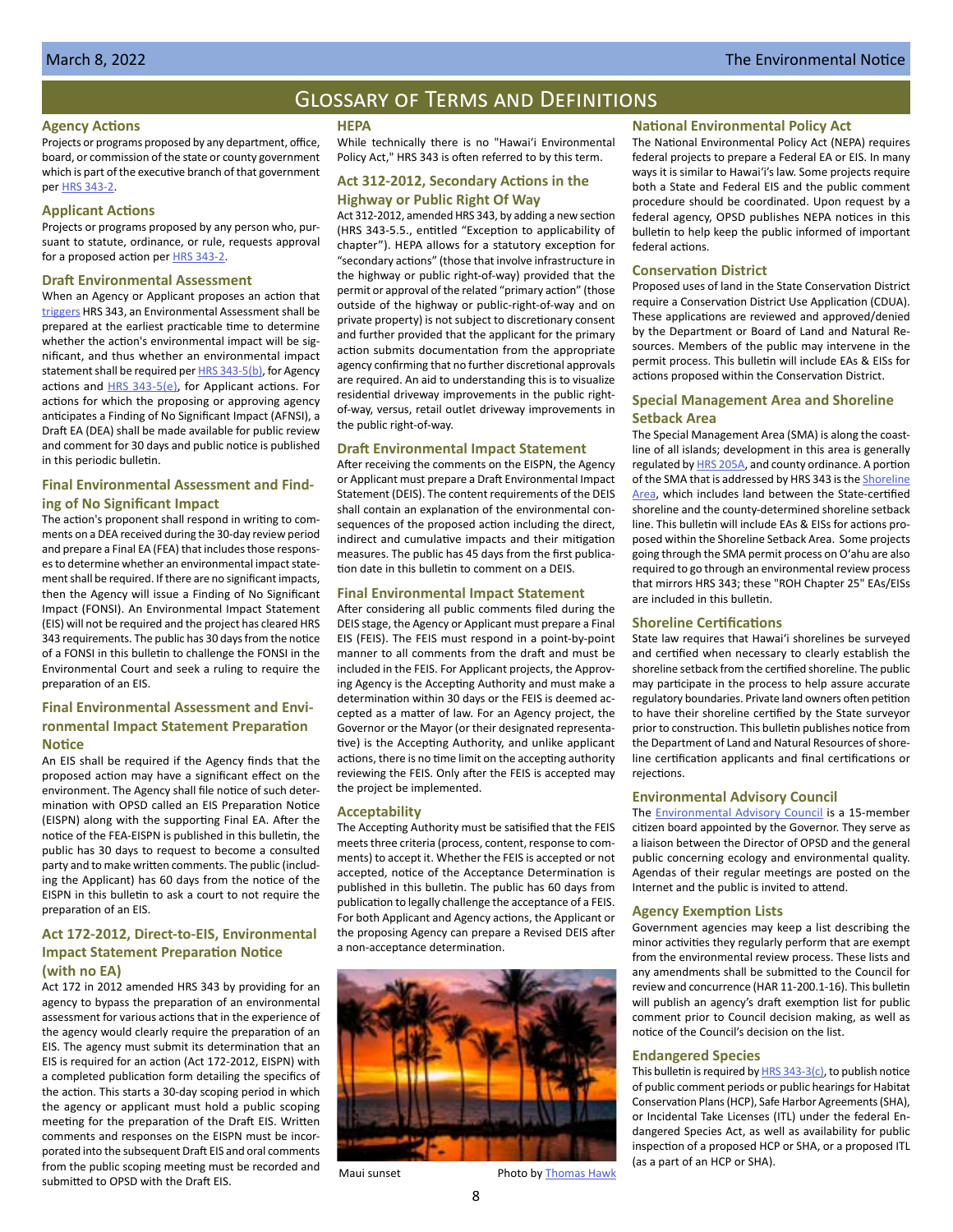# Glossary of Terms and Definitions

### Agency Actions

Projects or programs proposed by any department, office, board, or commission of the state or county government which is part of the executive branch of that government per HRS 343-2.

### Applicant Actions

Projects or programs proposed by any person who, pursuant to statute, ordinance, or rule, requests approval for a proposed action per HRS 343-2.

### Draft Environmental Assessment

When an Agency or Applicant proposes an action that triggers HRS 343, an Environmental Assessment shall be prepared at the earliest practicable time to determine whether the action's environmental impact will be significant, and thus whether an environmental impact statement shall be required per HRS 343-5(b), for Agency actions and HRS 343-5(e), for Applicant actions. For actions for which the proposing or approving agency anticipates a Finding of No Significant Impact (AFNSI), a Draft EA (DEA) shall be made available for public review and comment for 30 days and public notice is published in this periodic bulletin.

### Final Environmental Assessment and Finding of No Significant Impact

The action's proponent shall respond in writing to comments on a DEA received during the 30-day review period and prepare a Final EA (FEA) that includes those responses to determine whether an environmental impact statement shall be required. If there are no significant impacts, then the Agency will issue a Finding of No Significant Impact (FONSI). An Environmental Impact Statement (EIS) will not be required and the project has cleared HRS 343 requirements. The public has 30 days from the notice of a FONSI in this bulletin to challenge the FONSI in the Environmental Court and seek a ruling to require the preparation of an EIS.

### Final Environmental Assessment and Environmental Impact Statement Preparation Notice

An EIS shall be required if the Agency finds that the proposed action may have a significant effect on the environment. The Agency shall file notice of such determination with OPSD called an EIS Preparation Notice (EISPN) along with the supporting Final EA. After the notice of the FEA-EISPN is published in this bulletin, the public has 30 days to request to become a consulted party and to make written comments. The public (including the Applicant) has 60 days from the notice of the EISPN in this bulletin to ask a court to not require the preparation of an EIS.

### Act 172-2012, Direct-to-EIS, Environmental Impact Statement Preparation Notice (with no EA)

Act 172 in 2012 amended HRS 343 by providing for an agency to bypass the preparation of an environmental assessment for various actions that in the experience of the agency would clearly require the preparation of an EIS. The agency must submit its determination that an EIS is required for an action (Act 172-2012, EISPN) with a completed publication form detailing the specifics of the action. This starts a 30-day scoping period in which the agency or applicant must hold a public scoping meeting for the preparation of the Draft EIS. Written comments and responses on the EISPN must be incorporated into the subsequent Draft EIS and oral comments from the public scoping meeting must be recorded and submitted to OPSD with the Draft EIS.

### HEPA

While technically there is no "Hawai'i Environmental Policy Act," HRS 343 is often referred to by this term.

### Act 312-2012, Secondary Actions in the Highway or Public Right Of Way

Act 312-2012, amended HRS 343, by adding a new section (HRS 343-5.5., entitled "Exception to applicability of chapter"). HEPA allows for a statutory exception for "secondary actions" (those that involve infrastructure in the highway or public right-of-way) provided that the permit or approval of the related "primary action" (those outside of the highway or public-right-of-way and on private property) is not subject to discretionary consent and further provided that the applicant for the primary action submits documentation from the appropriate agency confirming that no further discretional approvals are required. An aid to understanding this is to visualize residential driveway improvements in the public right-of-way, versus, retail outlet driveway improvements in the public right-of-way.

### Draft Environmental Impact Statement

After receiving the comments on the EISPN, the Agency or Applicant must prepare a Draft Environmental Impact Statement (DEIS). The content requirements of the DEIS shall contain an explanation of the environmental consequences of the proposed action including the direct, indirect and cumulative impacts and their mitigation measures. The public has 45 days from the first publication date in this bulletin to comment on a DEIS.

### Final Environmental Impact Statement

After considering all public comments filed during the DEIS stage, the Agency or Applicant must prepare a Final EIS (FEIS). The FEIS must respond in a point-by-point manner to all comments from the draft and must be included in the FEIS. For Applicant projects, the Approving Agency is the Accepting Authority and must make a determination within 30 days or the FEIS is deemed accepted as a matter of law. For an Agency project, the Governor or the Mayor (or their designated representative) is the Accepting Authority, and unlike applicant actions, there is no time limit on the accepting authority reviewing the FEIS. Only after the FEIS is accepted may the project be implemented.

### Acceptability

The Accepting Authority must be satisified that the FEIS meets three criteria (process, content, response to comments) to accept it. Whether the FEIS is accepted or not accepted, notice of the Acceptance Determination is published in this bulletin. The public has 60 days from publication to legally challenge the acceptance of a FEIS. For both Applicant and Agency actions, the Applicant or the proposing Agency can prepare a Revised DEIS after a non-acceptance determination.

Maui sunset    Photo by Thomas Hawk

### National Environmental Policy Act

The National Environmental Policy Act (NEPA) requires federal projects to prepare a Federal EA or EIS. In many ways it is similar to Hawai'i's law. Some projects require both a State and Federal EIS and the public comment procedure should be coordinated. Upon request by a federal agency, OPSD publishes NEPA notices in this bulletin to help keep the public informed of important federal actions.

### Conservation District

Proposed uses of land in the State Conservation District require a Conservation District Use Application (CDUA). These applications are reviewed and approved/denied by the Department or Board of Land and Natural Resources. Members of the public may intervene in the permit process. This bulletin will include EAs & EISs for actions proposed within the Conservation District.

### Special Management Area and Shoreline Setback Area

The Special Management Area (SMA) is along the coastline of all islands; development in this area is generally regulated by HRS 205A, and county ordinance. A portion of the SMA that is addressed by HRS 343 is the Shoreline Area, which includes land between the State-certified shoreline and the county-determined shoreline setback line. This bulletin will include EAs & EISs for actions proposed within the Shoreline Setback Area. Some projects going through the SMA permit process on O'ahu are also required to go through an environmental review process that mirrors HRS 343; these "ROH Chapter 25" EAs/EISs are included in this bulletin.

### Shoreline Certifications

State law requires that Hawai'i shorelines be surveyed and certified when necessary to clearly establish the shoreline setback from the certified shoreline. The public may participate in the process to help assure accurate regulatory boundaries. Private land owners often petition to have their shoreline certified by the State surveyor prior to construction. This bulletin publishes notice from the Department of Land and Natural Resources of shoreline certification applicants and final certifications or rejections.

### Environmental Advisory Council

The Environmental Advisory Council is a 15-member citizen board appointed by the Governor. They serve as a liaison between the Director of OPSD and the general public concerning ecology and environmental quality. Agendas of their regular meetings are posted on the Internet and the public is invited to attend.

### Agency Exemption Lists

Government agencies may keep a list describing the minor activities they regularly perform that are exempt from the environmental review process. These lists and any amendments shall be submitted to the Council for review and concurrence (HAR 11-200.1-16). This bulletin will publish an agency's draft exemption list for public comment prior to Council decision making, as well as notice of the Council's decision on the list.

### Endangered Species

This bulletin is required by HRS 343-3(c), to publish notice of public comment periods or public hearings for Habitat Conservation Plans (HCP), Safe Harbor Agreements (SHA), or Incidental Take Licenses (ITL) under the federal Endangered Species Act, as well as availability for public inspection of a proposed HCP or SHA, or a proposed ITL (as a part of an HCP or SHA).